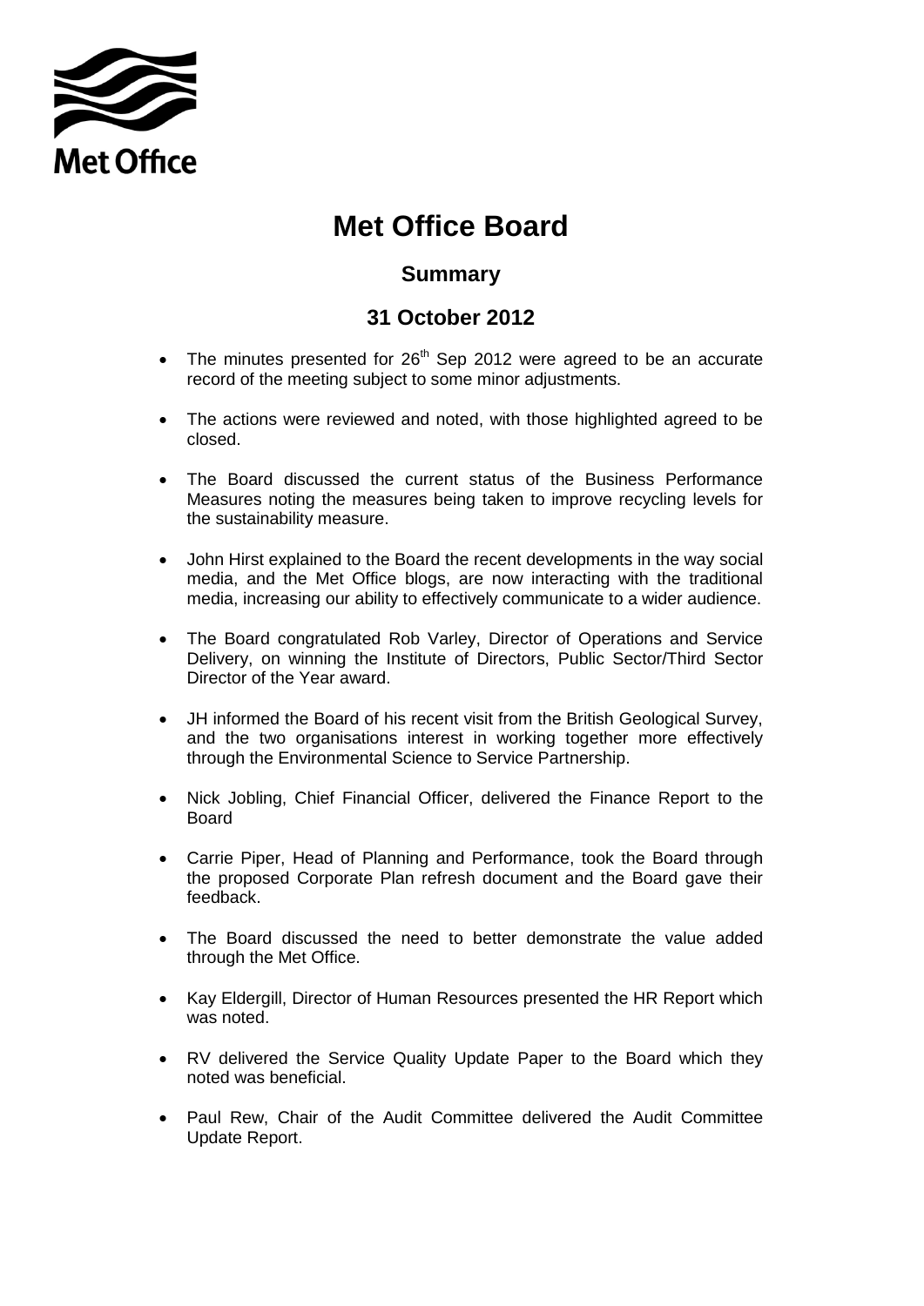Met Office

# Met Office Board

## Summary

## 31 October 2012

- The minutes presented for 26th Sep 2012 were agreed to be an accurate record of the meeting subject to some minor adjustments.
- The actions were reviewed and noted, with those highlighted agreed to be closed.
- The Board discussed the current status of the Business Performance Measures noting the measures being taken to improve recycling levels for the sustainability measure.
- John Hirst explained to the Board the recent developments in the way social media, and the Met Office blogs, are now interacting with the traditional media, increasing our ability to effectively communicate to a wider audience.
- The Board congratulated Rob Varley, Director of Operations and Service Delivery, on winning the Institute of Directors, Public Sector/Third Sector Director of the Year award.
- JH informed the Board of his recent visit from the British Geological Survey, and the two organisations interest in working together more effectively through the Environmental Science to Service Partnership.
- Nick Jobling, Chief Financial Officer, delivered the Finance Report to the Board
- Carrie Piper, Head of Planning and Performance, took the Board through the proposed Corporate Plan refresh document and the Board gave their feedback.
- The Board discussed the need to better demonstrate the value added through the Met Office.
- Kay Eldergill, Director of Human Resources presented the HR Report which was noted.
- RV delivered the Service Quality Update Paper to the Board which they noted was beneficial.
- Paul Rew, Chair of the Audit Committee delivered the Audit Committee Update Report.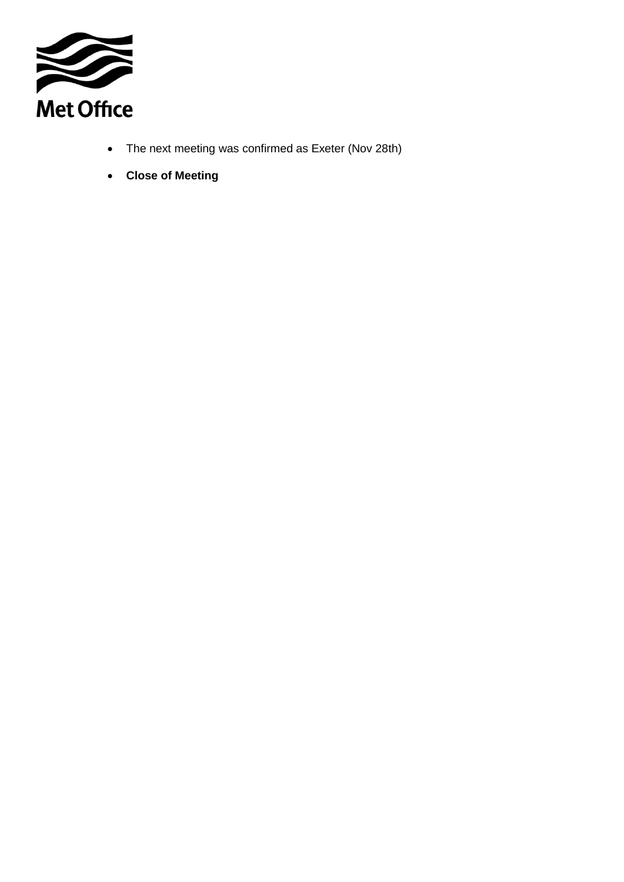- The next meeting was confirmed as Exeter (Nov 28th)
- **Close of Meeting**